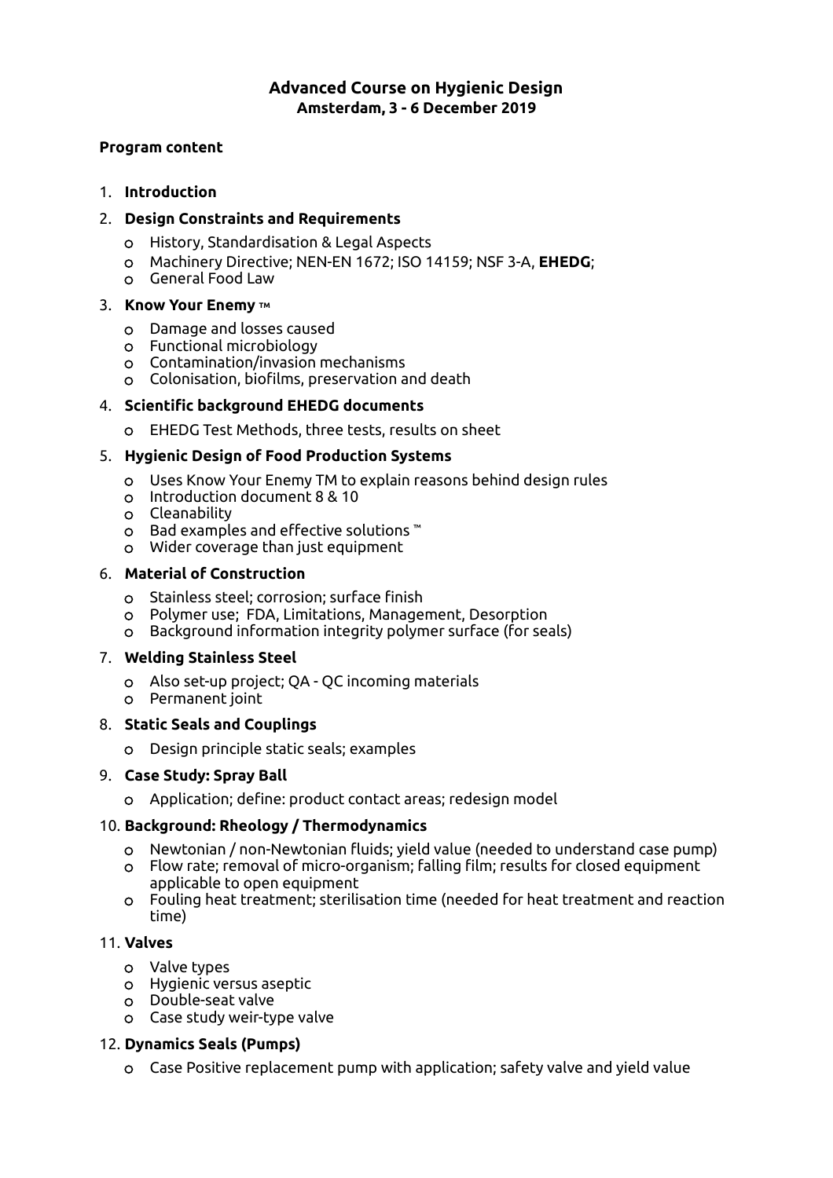# Advanced Course on Hygienic Design
## Amsterdam, 3 - 6 December 2019

**Program content**

1. **Introduction**

2. **Design Constraints and Requirements**
   - History, Standardisation & Legal Aspects
   - Machinery Directive; NEN-EN 1672; ISO 14159; NSF 3-A, **EHEDG**;
   - General Food Law

3. **Know Your Enemy ™**
   - Damage and losses caused
   - Functional microbiology
   - Contamination/invasion mechanisms
   - Colonisation, biofilms, preservation and death

4. **Scientific background EHEDG documents**
   - EHEDG Test Methods, three tests, results on sheet

5. **Hygienic Design of Food Production Systems**
   - Uses Know Your Enemy TM to explain reasons behind design rules
   - Introduction document 8 & 10
   - Cleanability
   - Bad examples and effective solutions ™
   - Wider coverage than just equipment

6. **Material of Construction**
   - Stainless steel; corrosion; surface finish
   - Polymer use; FDA, Limitations, Management, Desorption
   - Background information integrity polymer surface (for seals)

7. **Welding Stainless Steel**
   - Also set-up project; QA - QC incoming materials
   - Permanent joint

8. **Static Seals and Couplings**
   - Design principle static seals; examples

9. **Case Study: Spray Ball**
   - Application; define: product contact areas; redesign model

10. **Background: Rheology / Thermodynamics**
    - Newtonian / non-Newtonian fluids; yield value (needed to understand case pump)
    - Flow rate; removal of micro-organism; falling film; results for closed equipment applicable to open equipment
    - Fouling heat treatment; sterilisation time (needed for heat treatment and reaction time)

11. **Valves**
    - Valve types
    - Hygienic versus aseptic
    - Double-seat valve
    - Case study weir-type valve

12. **Dynamics Seals (Pumps)**
    - Case Positive replacement pump with application; safety valve and yield value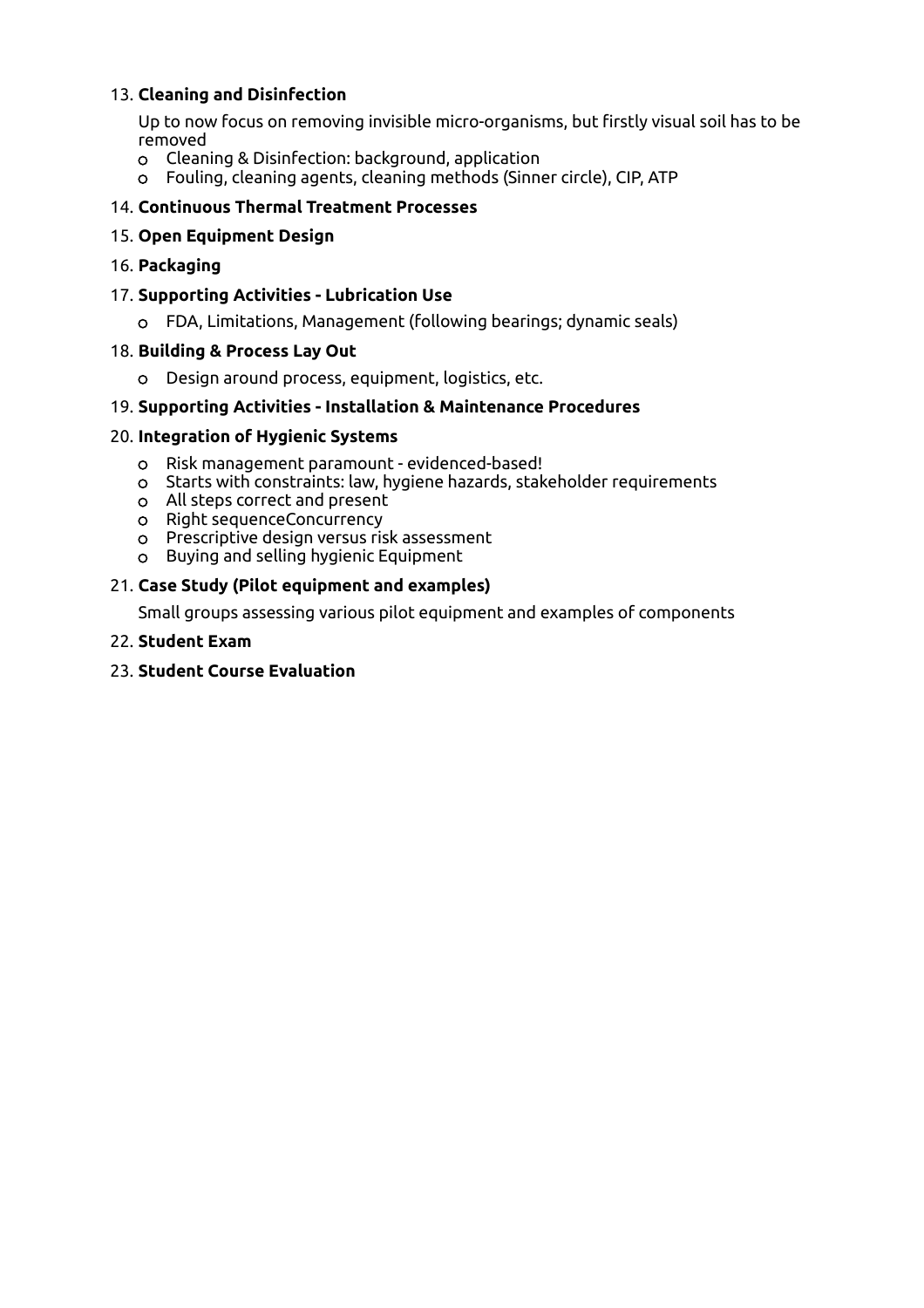13. **Cleaning and Disinfection**

    Up to now focus on removing invisible micro-organisms, but firstly visual soil has to be removed
    - Cleaning & Disinfection: background, application
    - Fouling, cleaning agents, cleaning methods (Sinner circle), CIP, ATP

14. **Continuous Thermal Treatment Processes**

15. **Open Equipment Design**

16. **Packaging**

17. **Supporting Activities - Lubrication Use**
    - FDA, Limitations, Management (following bearings; dynamic seals)

18. **Building & Process Lay Out**
    - Design around process, equipment, logistics, etc.

19. **Supporting Activities - Installation & Maintenance Procedures**

20. **Integration of Hygienic Systems**
    - Risk management paramount - evidenced-based!
    - Starts with constraints: law, hygiene hazards, stakeholder requirements
    - All steps correct and present
    - Right sequenceConcurrency
    - Prescriptive design versus risk assessment
    - Buying and selling hygienic Equipment

21. **Case Study (Pilot equipment and examples)**

    Small groups assessing various pilot equipment and examples of components

22. **Student Exam**

23. **Student Course Evaluation**